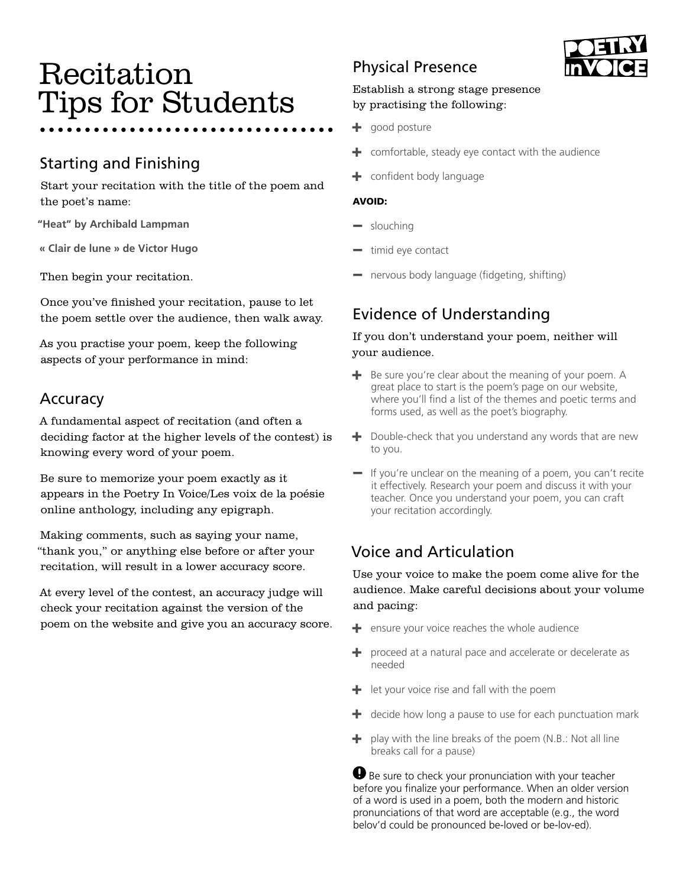# Recitation Tips for Students

## Starting and Finishing

Start your recitation with the title of the poem and the poet's name:

**"Heat" by Archibald Lampman**

**« Clair de lune » de Victor Hugo**

Then begin your recitation.

Once you've finished your recitation, pause to let the poem settle over the audience, then walk away.

As you practise your poem, keep the following aspects of your performance in mind:

## Accuracy

A fundamental aspect of recitation (and often a deciding factor at the higher levels of the contest) is knowing every word of your poem.

Be sure to memorize your poem exactly as it appears in the Poetry In Voice/Les voix de la poésie online anthology, including any epigraph.

Making comments, such as saying your name, "thank you," or anything else before or after your recitation, will result in a lower accuracy score.

At every level of the contest, an accuracy judge will check your recitation against the version of the poem on the website and give you an accuracy score.

## Physical Presence

Establish a strong stage presence by practising the following:

+ good posture
+ comfortable, steady eye contact with the audience
+ confident body language

**AVOID:**

− slouching
− timid eye contact
− nervous body language (fidgeting, shifting)

## Evidence of Understanding

If you don't understand your poem, neither will your audience.

+ Be sure you're clear about the meaning of your poem. A great place to start is the poem's page on our website, where you'll find a list of the themes and poetic terms and forms used, as well as the poet's biography.
+ Double-check that you understand any words that are new to you.

− If you're unclear on the meaning of a poem, you can't recite it effectively. Research your poem and discuss it with your teacher. Once you understand your poem, you can craft your recitation accordingly.

## Voice and Articulation

Use your voice to make the poem come alive for the audience. Make careful decisions about your volume and pacing:

+ ensure your voice reaches the whole audience
+ proceed at a natural pace and accelerate or decelerate as needed
+ let your voice rise and fall with the poem
+ decide how long a pause to use for each punctuation mark
+ play with the line breaks of the poem (N.B.: Not all line breaks call for a pause)

❗ Be sure to check your pronunciation with your teacher before you finalize your performance. When an older version of a word is used in a poem, both the modern and historic pronunciations of that word are acceptable (e.g., the word belov'd could be pronounced be-loved or be-lov-ed).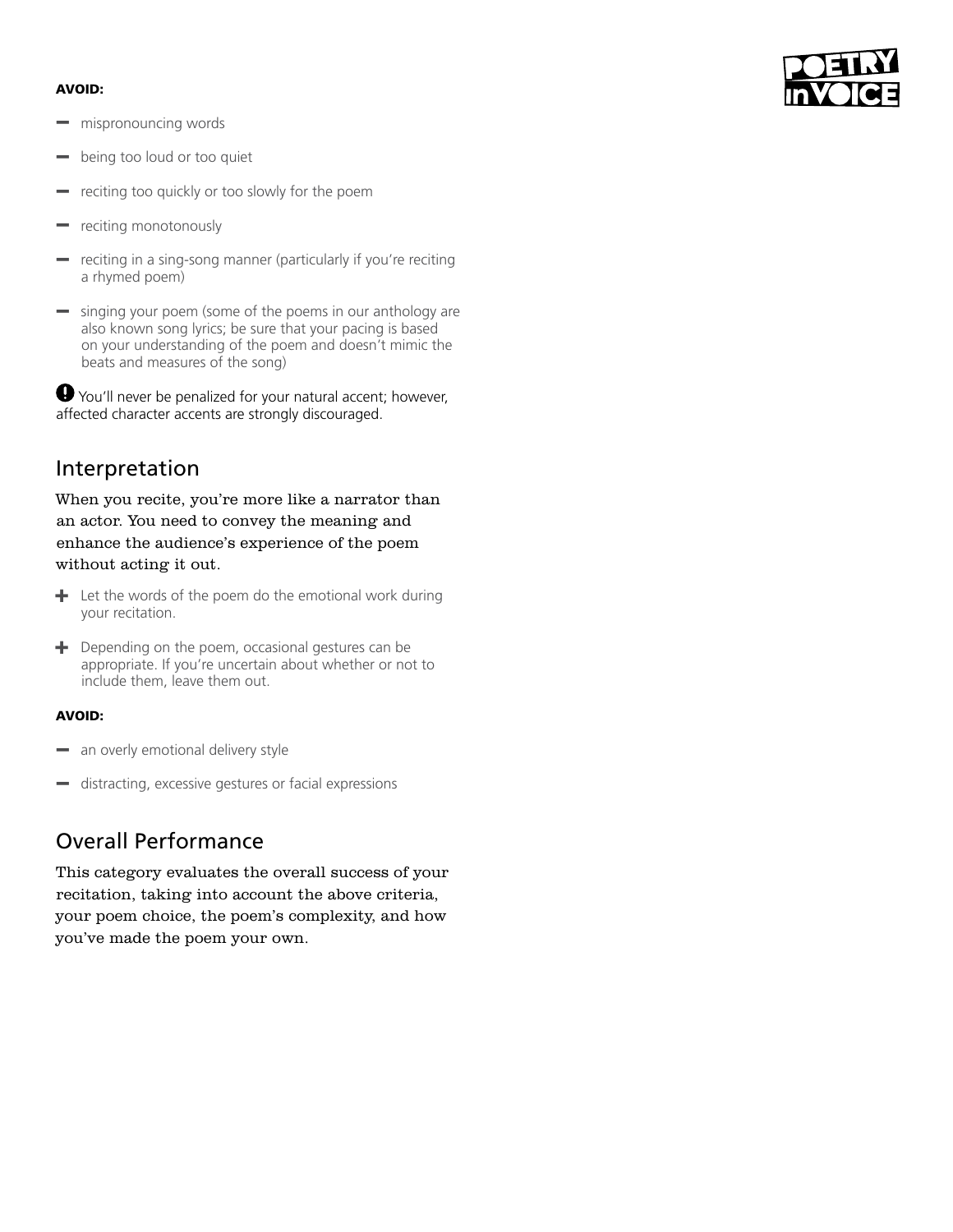**AVOID:**

- mispronouncing words
- being too loud or too quiet
- reciting too quickly or too slowly for the poem
- reciting monotonously
- reciting in a sing-song manner (particularly if you're reciting a rhymed poem)
- singing your poem (some of the poems in our anthology are also known song lyrics; be sure that your pacing is based on your understanding of the poem and doesn't mimic the beats and measures of the song)

**!** You'll never be penalized for your natural accent; however, affected character accents are strongly discouraged.

## Interpretation

When you recite, you're more like a narrator than an actor. You need to convey the meaning and enhance the audience's experience of the poem without acting it out.

+ Let the words of the poem do the emotional work during your recitation.
+ Depending on the poem, occasional gestures can be appropriate. If you're uncertain about whether or not to include them, leave them out.

**AVOID:**

- an overly emotional delivery style
- distracting, excessive gestures or facial expressions

## Overall Performance

This category evaluates the overall success of your recitation, taking into account the above criteria, your poem choice, the poem's complexity, and how you've made the poem your own.